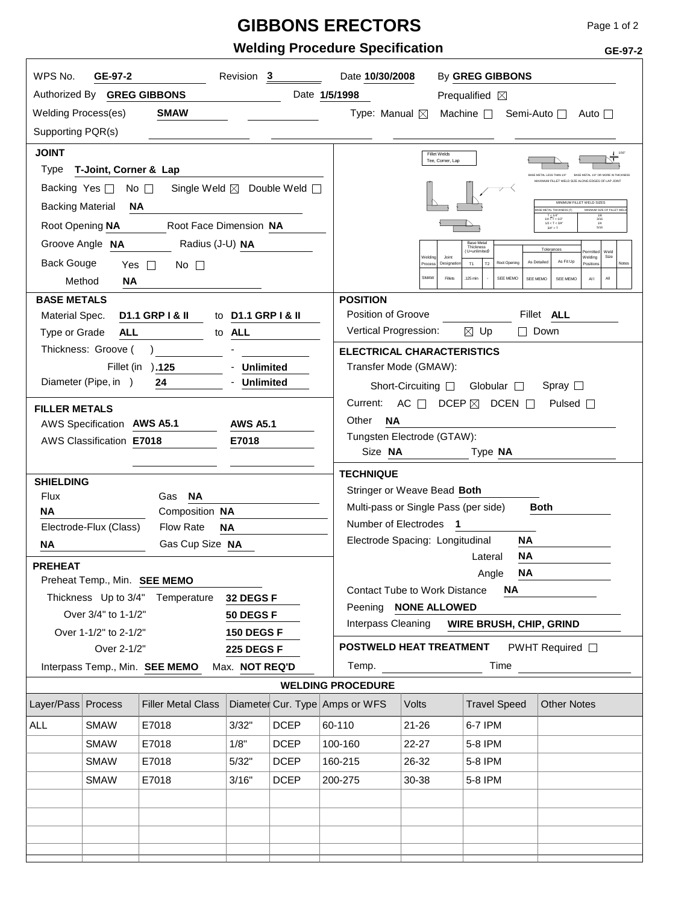# GIBBONS ERECTORS

## Welding Procedure Specification

GE-97-2

WPS No. **GE-97-2** Revision **3** Date **10/30/2008** By **GREG GIBBONS**

Authorized By **GREG GIBBONS** Date **1/5/1998** Prequalified ☒

Welding Process(es) **SMAW** Type: Manual ☒ Machine ☐ Semi-Auto ☐ Auto ☐

Supporting PQR(s)

### JOINT

Type **T-Joint, Corner & Lap**

Backing Yes ☐ No ☐ Single Weld ☒ Double Weld ☐

Backing Material **NA**

Root Opening **NA** Root Face Dimension **NA**

Groove Angle **NA** Radius (J-U) **NA**

Back Gouge Yes ☐ No ☐

Method **NA**

Fillet Welds Tee, Corner, Lap

BASE METAL LESS THAN 1/4" — BASE METAL 1/4" OR MORE IN THICKNESS — 1/16"

MAXIMUM FILLET WELD SIZE ALONG EDGES OF LAP JOINT

| MINIMUM FILLET WELD SIZES | |
|---|---|
| BASE METAL THICKNESS (T) | MINIMUM SIZE OF FILLET WELD |
| T ≤ 1/4" | 1/8 |
| 1/4 < T ≤ 1/2" | 3/16 |
| 1/2 < T ≤ 3/4" | 1/4 |
| 3/4" < T | 5/16 |

| Welding Process | Joint Designation | Base Metal Thickness (U=unlimited) T1 | T2 | Root Opening | Tolerances As Detailed | As Fit Up | Permitted Welding Positions | Weld Size | Notes |
|---|---|---|---|---|---|---|---|---|---|
| SMAW | Fillets | .125 min | - | SEE MEMO | SEE MEMO | SEE MEMO | All | All | |

### BASE METALS

Material Spec. **D1.1 GRP I & II** to **D1.1 GRP I & II**

Type or Grade **ALL** to **ALL**

Thickness: Groove ( ) -

Fillet (in ) **.125** - **Unlimited**

Diameter (Pipe, in ) **24** - **Unlimited**

### FILLER METALS

AWS Specification **AWS A5.1** **AWS A5.1**

AWS Classification **E7018** **E7018**

### SHIELDING

Flux **NA** Gas **NA**

Composition **NA**

Electrode-Flux (Class) **NA** Flow Rate **NA**

Gas Cup Size **NA**

### PREHEAT

Preheat Temp., Min. **SEE MEMO**

| Thickness | Temperature |
|---|---|
| Up to 3/4" | **32 DEGS F** |
| Over 3/4" to 1-1/2" | **50 DEGS F** |
| Over 1-1/2" to 2-1/2" | **150 DEGS F** |
| Over 2-1/2" | **225 DEGS F** |

Interpass Temp., Min. **SEE MEMO** Max. **NOT REQ'D**

### POSITION

Position of Groove Fillet **ALL**

Vertical Progression: ☒ Up ☐ Down

### ELECTRICAL CHARACTERISTICS

Transfer Mode (GMAW):

Short-Circuiting ☐ Globular ☐ Spray ☐

Current: AC ☐ DCEP ☒ DCEN ☐ Pulsed ☐

Other **NA**

Tungsten Electrode (GTAW):

Size **NA** Type **NA**

### TECHNIQUE

Stringer or Weave Bead **Both**

Multi-pass or Single Pass (per side) **Both**

Number of Electrodes **1**

Electrode Spacing: Longitudinal **NA**

Lateral **NA**

Angle **NA**

Contact Tube to Work Distance **NA**

Peening **NONE ALLOWED**

Interpass Cleaning **WIRE BRUSH, CHIP, GRIND**

### POSTWELD HEAT TREATMENT

PWHT Required ☐

Temp. Time

### WELDING PROCEDURE

| Layer/Pass | Process | Filler Metal Class | Diameter | Cur. Type | Amps or WFS | Volts | Travel Speed | Other Notes |
|---|---|---|---|---|---|---|---|---|
| ALL | SMAW | E7018 | 3/32" | DCEP | 60-110 | 21-26 | 6-7 IPM | |
| | SMAW | E7018 | 1/8" | DCEP | 100-160 | 22-27 | 5-8 IPM | |
| | SMAW | E7018 | 5/32" | DCEP | 160-215 | 26-32 | 5-8 IPM | |
| | SMAW | E7018 | 3/16" | DCEP | 200-275 | 30-38 | 5-8 IPM | |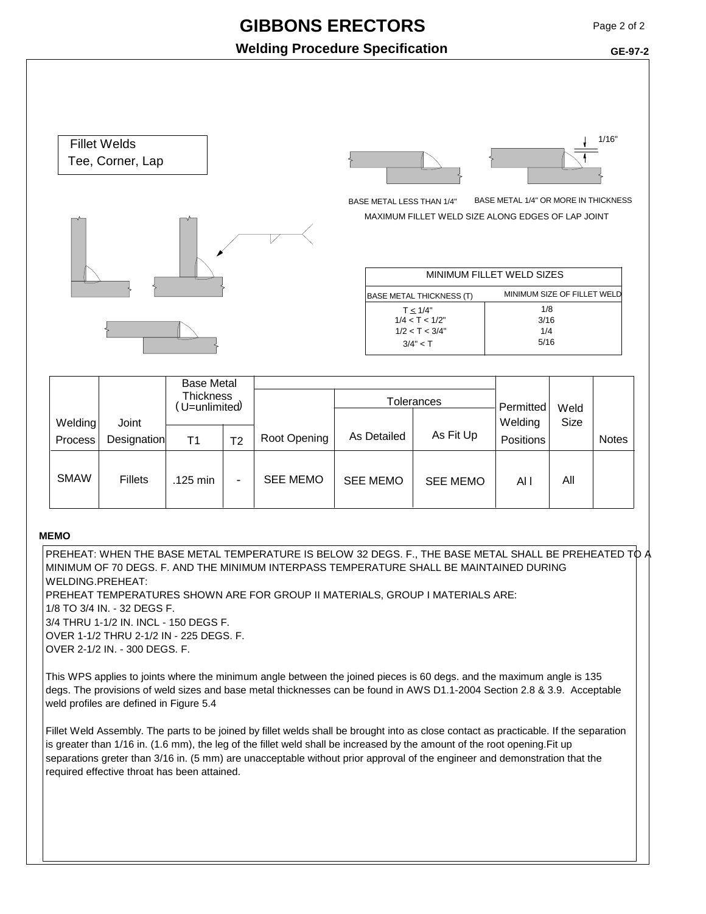# GIBBONS ERECTORS

## Welding Procedure Specification

GE-97-2

Fillet Welds
Tee, Corner, Lap

1/16"

BASE METAL LESS THAN 1/4"

BASE METAL 1/4" OR MORE IN THICKNESS

MAXIMUM FILLET WELD SIZE ALONG EDGES OF LAP JOINT

| MINIMUM FILLET WELD SIZES | |
|---|---|
| BASE METAL THICKNESS (T) | MINIMUM SIZE OF FILLET WELD |
| T ≤ 1/4" | 1/8 |
| 1/4 < T < 1/2" | 3/16 |
| 1/2 < T < 3/4" | 1/4 |
| 3/4" < T | 5/16 |

| Welding Process | Joint Designation | Base Metal Thickness (U=unlimited) | | Root Opening | Tolerances | | Permitted Welding Positions | Weld Size | Notes |
|---|---|---|---|---|---|---|---|---|---|
| | | T1 | T2 | | As Detailed | As Fit Up | | | |
| SMAW | Fillets | .125 min | - | SEE MEMO | SEE MEMO | SEE MEMO | All | All | |

**MEMO**

PREHEAT: WHEN THE BASE METAL TEMPERATURE IS BELOW 32 DEGS. F., THE BASE METAL SHALL BE PREHEATED TO A MINIMUM OF 70 DEGS. F. AND THE MINIMUM INTERPASS TEMPERATURE SHALL BE MAINTAINED DURING WELDING.PREHEAT:
PREHEAT TEMPERATURES SHOWN ARE FOR GROUP II MATERIALS, GROUP I MATERIALS ARE:
1/8 TO 3/4 IN. - 32 DEGS F.
3/4 THRU 1-1/2 IN. INCL - 150 DEGS F.
OVER 1-1/2 THRU 2-1/2 IN - 225 DEGS. F.
OVER 2-1/2 IN. - 300 DEGS. F.

This WPS applies to joints where the minimum angle between the joined pieces is 60 degs. and the maximum angle is 135 degs. The provisions of weld sizes and base metal thicknesses can be found in AWS D1.1-2004 Section 2.8 & 3.9. Acceptable weld profiles are defined in Figure 5.4

Fillet Weld Assembly. The parts to be joined by fillet welds shall be brought into as close contact as practicable. If the separation is greater than 1/16 in. (1.6 mm), the leg of the fillet weld shall be increased by the amount of the root opening.Fit up separations greter than 3/16 in. (5 mm) are unacceptable without prior approval of the engineer and demonstration that the required effective throat has been attained.